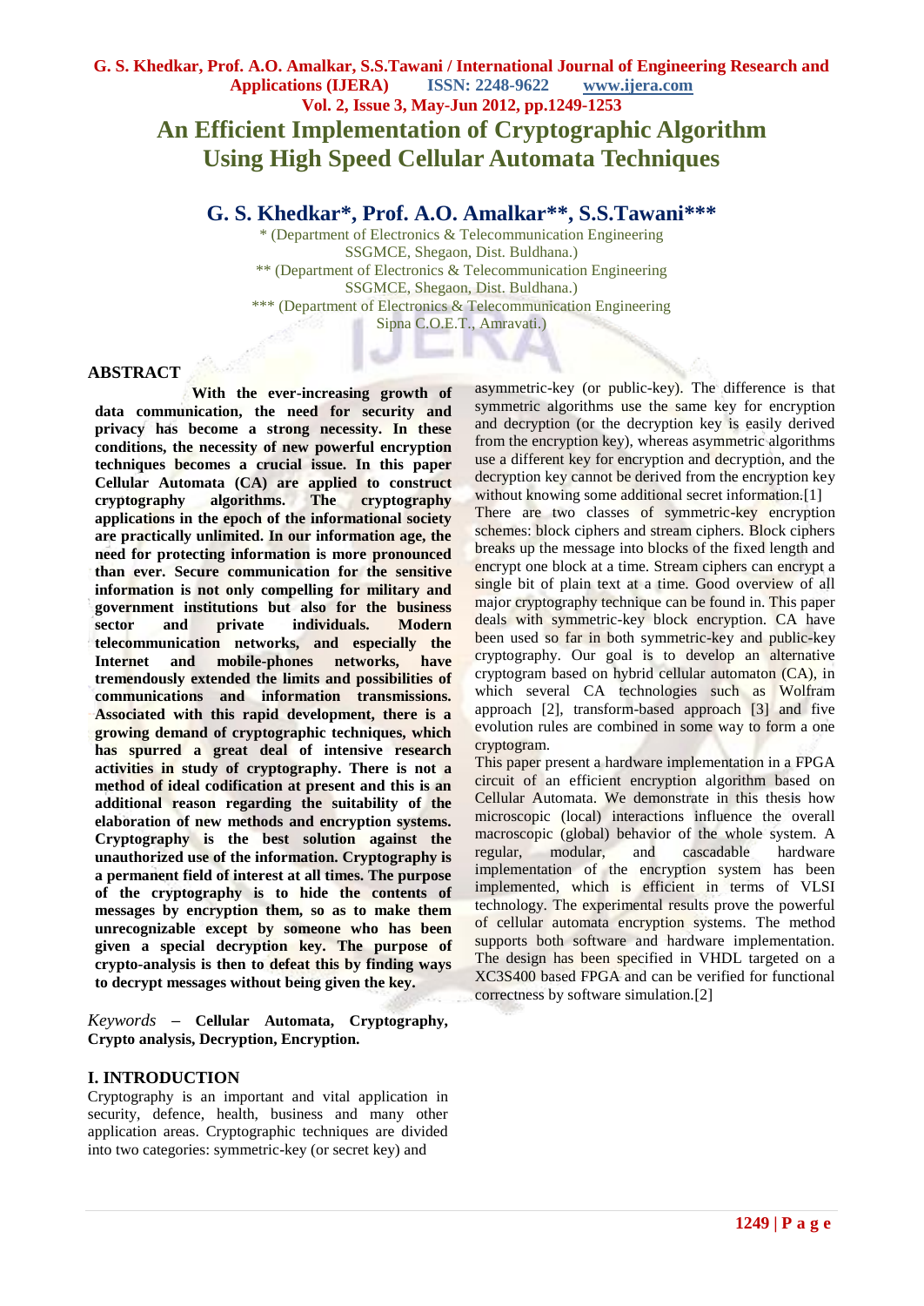# An Efficient Implementation of Cryptographic Algorithm Using High Speed Cellular Automata Techniques

## G. S. Khedkar*, Prof. A.O. Amalkar**, S.S.Tawani***

\* (Department of Electronics & Telecommunication Engineering SSGMCE, Shegaon, Dist. Buldhana.)

\*\* (Department of Electronics & Telecommunication Engineering SSGMCE, Shegaon, Dist. Buldhana.)

\*\*\* (Department of Electronics & Telecommunication Engineering Sipna C.O.E.T., Amravati.)

### ABSTRACT

**With the ever-increasing growth of data communication, the need for security and privacy has become a strong necessity. In these conditions, the necessity of new powerful encryption techniques becomes a crucial issue. In this paper Cellular Automata (CA) are applied to construct cryptography algorithms. The cryptography applications in the epoch of the informational society are practically unlimited. In our information age, the need for protecting information is more pronounced than ever. Secure communication for the sensitive information is not only compelling for military and government institutions but also for the business sector and private individuals. Modern telecommunication networks, and especially the Internet and mobile-phones networks, have tremendously extended the limits and possibilities of communications and information transmissions. Associated with this rapid development, there is a growing demand of cryptographic techniques, which has spurred a great deal of intensive research activities in study of cryptography. There is not a method of ideal codification at present and this is an additional reason regarding the suitability of the elaboration of new methods and encryption systems. Cryptography is the best solution against the unauthorized use of the information. Cryptography is a permanent field of interest at all times. The purpose of the cryptography is to hide the contents of messages by encryption them, so as to make them unrecognizable except by someone who has been given a special decryption key. The purpose of crypto-analysis is then to defeat this by finding ways to decrypt messages without being given the key.**

*Keywords* – **Cellular Automata, Cryptography, Crypto analysis, Decryption, Encryption.**

### I. INTRODUCTION

Cryptography is an important and vital application in security, defence, health, business and many other application areas. Cryptographic techniques are divided into two categories: symmetric-key (or secret key) and asymmetric-key (or public-key). The difference is that symmetric algorithms use the same key for encryption and decryption (or the decryption key is easily derived from the encryption key), whereas asymmetric algorithms use a different key for encryption and decryption, and the decryption key cannot be derived from the encryption key without knowing some additional secret information.[1]

There are two classes of symmetric-key encryption schemes: block ciphers and stream ciphers. Block ciphers breaks up the message into blocks of the fixed length and encrypt one block at a time. Stream ciphers can encrypt a single bit of plain text at a time. Good overview of all major cryptography technique can be found in. This paper deals with symmetric-key block encryption. CA have been used so far in both symmetric-key and public-key cryptography. Our goal is to develop an alternative cryptogram based on hybrid cellular automaton (CA), in which several CA technologies such as Wolfram approach [2], transform-based approach [3] and five evolution rules are combined in some way to form a one cryptogram.

This paper present a hardware implementation in a FPGA circuit of an efficient encryption algorithm based on Cellular Automata. We demonstrate in this thesis how microscopic (local) interactions influence the overall macroscopic (global) behavior of the whole system. A regular, modular, and cascadable hardware implementation of the encryption system has been implemented, which is efficient in terms of VLSI technology. The experimental results prove the powerful of cellular automata encryption systems. The method supports both software and hardware implementation. The design has been specified in VHDL targeted on a XC3S400 based FPGA and can be verified for functional correctness by software simulation.[2]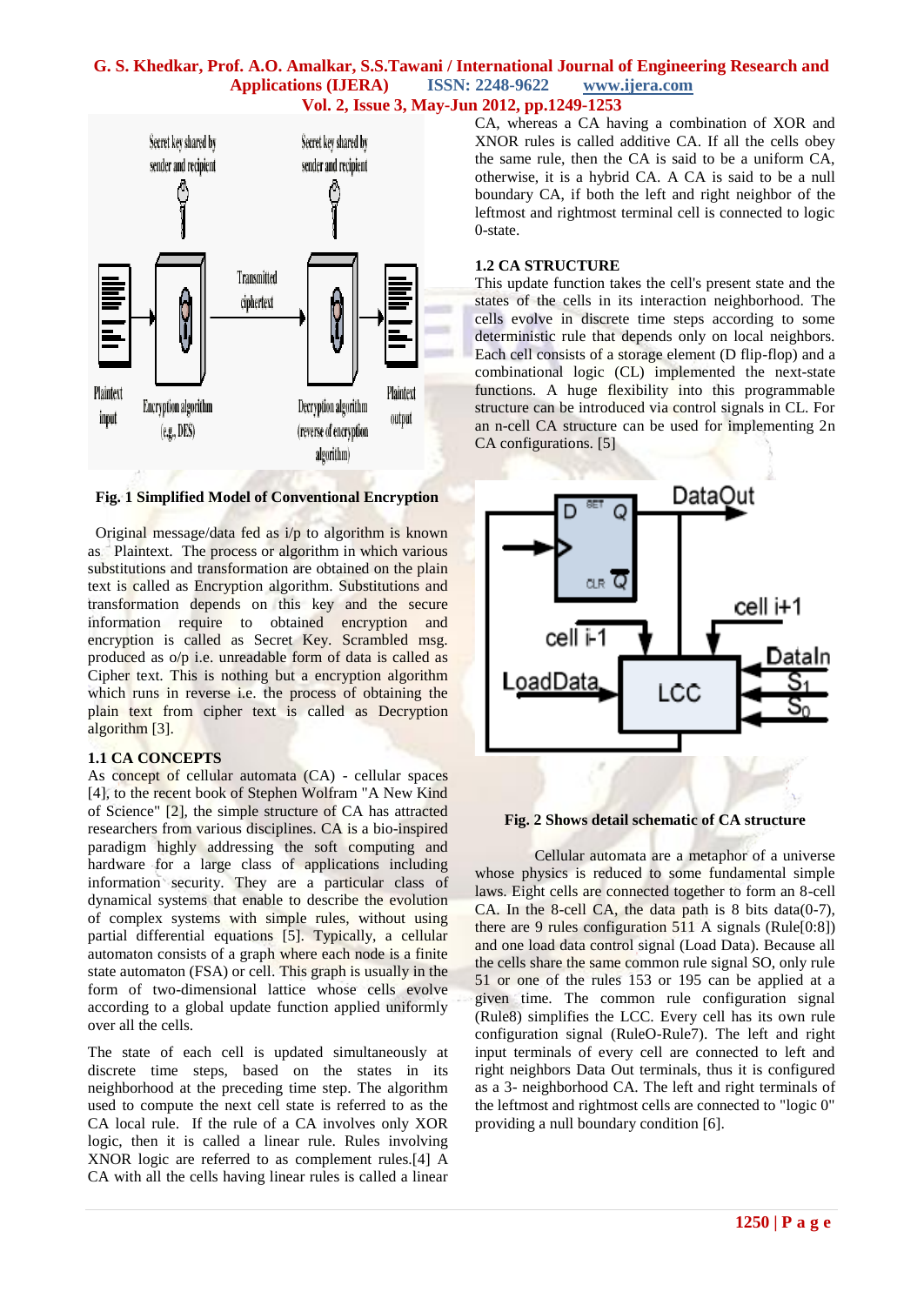Fig. 1 Simplified Model of Conventional Encryption

Original message/data fed as i/p to algorithm is known as Plaintext. The process or algorithm in which various substitutions and transformation are obtained on the plain text is called as Encryption algorithm. Substitutions and transformation depends on this key and the secure information require to obtained encryption and encryption is called as Secret Key. Scrambled msg. produced as o/p i.e. unreadable form of data is called as Cipher text. This is nothing but a encryption algorithm which runs in reverse i.e. the process of obtaining the plain text from cipher text is called as Decryption algorithm [3].

### 1.1 CA CONCEPTS

As concept of cellular automata (CA) - cellular spaces [4], to the recent book of Stephen Wolfram "A New Kind of Science" [2], the simple structure of CA has attracted researchers from various disciplines. CA is a bio-inspired paradigm highly addressing the soft computing and hardware for a large class of applications including information security. They are a particular class of dynamical systems that enable to describe the evolution of complex systems with simple rules, without using partial differential equations [5]. Typically, a cellular automaton consists of a graph where each node is a finite state automaton (FSA) or cell. This graph is usually in the form of two-dimensional lattice whose cells evolve according to a global update function applied uniformly over all the cells.

The state of each cell is updated simultaneously at discrete time steps, based on the states in its neighborhood at the preceding time step. The algorithm used to compute the next cell state is referred to as the CA local rule. If the rule of a CA involves only XOR logic, then it is called a linear rule. Rules involving XNOR logic are referred to as complement rules.[4] A CA with all the cells having linear rules is called a linear CA, whereas a CA having a combination of XOR and XNOR rules is called additive CA. If all the cells obey the same rule, then the CA is said to be a uniform CA, otherwise, it is a hybrid CA. A CA is said to be a null boundary CA, if both the left and right neighbor of the leftmost and rightmost terminal cell is connected to logic 0-state.

### 1.2 CA STRUCTURE

This update function takes the cell's present state and the states of the cells in its interaction neighborhood. The cells evolve in discrete time steps according to some deterministic rule that depends only on local neighbors. Each cell consists of a storage element (D flip-flop) and a combinational logic (CL) implemented the next-state functions. A huge flexibility into this programmable structure can be introduced via control signals in CL. For an n-cell CA structure can be used for implementing 2n CA configurations. [5]

Fig. 2 Shows detail schematic of CA structure

Cellular automata are a metaphor of a universe whose physics is reduced to some fundamental simple laws. Eight cells are connected together to form an 8-cell CA. In the 8-cell CA, the data path is 8 bits data(0-7), there are 9 rules configuration 511 A signals (Rule[0:8]) and one load data control signal (Load Data). Because all the cells share the same common rule signal SO, only rule 51 or one of the rules 153 or 195 can be applied at a given time. The common rule configuration signal (Rule8) simplifies the LCC. Every cell has its own rule configuration signal (RuleO-Rule7). The left and right input terminals of every cell are connected to left and right neighbors Data Out terminals, thus it is configured as a 3- neighborhood CA. The left and right terminals of the leftmost and rightmost cells are connected to "logic 0" providing a null boundary condition [6].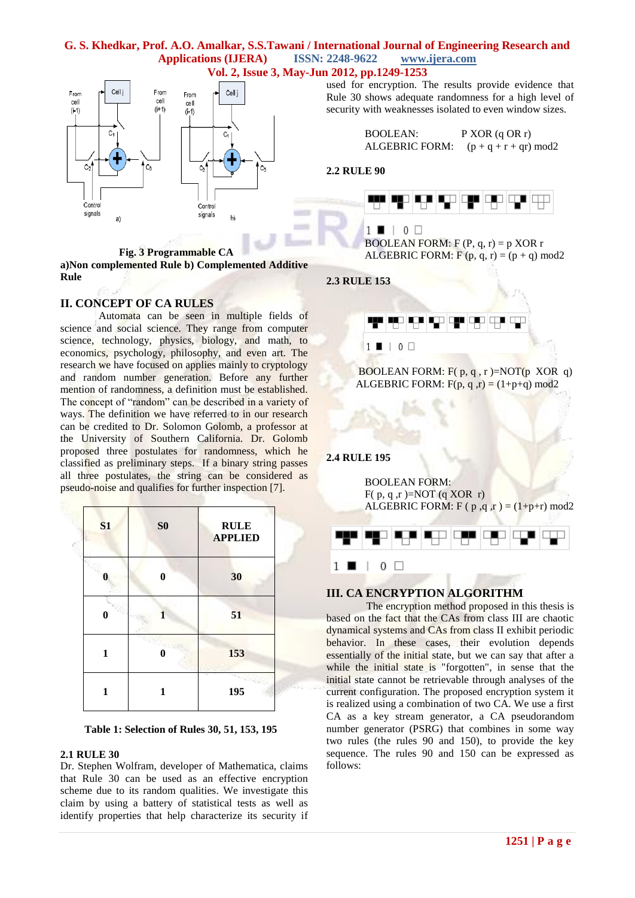Fig. 3 Programmable CA

**a)Non complemented Rule b) Complemented Additive Rule**

## II. CONCEPT OF CA RULES

Automata can be seen in multiple fields of science and social science. They range from computer science, technology, physics, biology, and math, to economics, psychology, philosophy, and even art. The research we have focused on applies mainly to cryptology and random number generation. Before any further mention of randomness, a definition must be established. The concept of "random" can be described in a variety of ways. The definition we have referred to in our research can be credited to Dr. Solomon Golomb, a professor at the University of Southern California. Dr. Golomb proposed three postulates for randomness, which he classified as preliminary steps. If a binary string passes all three postulates, the string can be considered as pseudo-noise and qualifies for further inspection [7].

| S1 | S0 | RULE APPLIED |
|---|---|---|
| 0 | 0 | 30 |
| 0 | 1 | 51 |
| 1 | 0 | 153 |
| 1 | 1 | 195 |

**Table 1: Selection of Rules 30, 51, 153, 195**

### 2.1 RULE 30

Dr. Stephen Wolfram, developer of Mathematica, claims that Rule 30 can be used as an effective encryption scheme due to its random qualities. We investigate this claim by using a battery of statistical tests as well as identify properties that help characterize its security if used for encryption. The results provide evidence that Rule 30 shows adequate randomness for a high level of security with weaknesses isolated to even window sizes.

BOOLEAN: P XOR (q OR r)

ALGEBRIC FORM: (p + q + r + qr) mod2

### 2.2 RULE 90

1 ■ | 0 □

BOOLEAN FORM: F (P, q, r) = p XOR r

ALGEBRIC FORM: F (p, q, r) = (p + q) mod2

### 2.3 RULE 153

1 ■ | 0 □

BOOLEAN FORM: F( p, q , r )=NOT(p XOR q)

ALGEBRIC FORM: F(p, q ,r) = (1+p+q) mod2

### 2.4 RULE 195

BOOLEAN FORM:

F( p, q ,r )=NOT (q XOR r)

ALGEBRIC FORM: F ( p ,q ,r ) = (1+p+r) mod2

1 ■ | 0 □

## III. CA ENCRYPTION ALGORITHM

The encryption method proposed in this thesis is based on the fact that the CAs from class III are chaotic dynamical systems and CAs from class II exhibit periodic behavior. In these cases, their evolution depends essentially of the initial state, but we can say that after a while the initial state is "forgotten", in sense that the initial state cannot be retrievable through analyses of the current configuration. The proposed encryption system it is realized using a combination of two CA. We use a first CA as a key stream generator, a CA pseudorandom number generator (PSRG) that combines in some way two rules (the rules 90 and 150), to provide the key sequence. The rules 90 and 150 can be expressed as follows: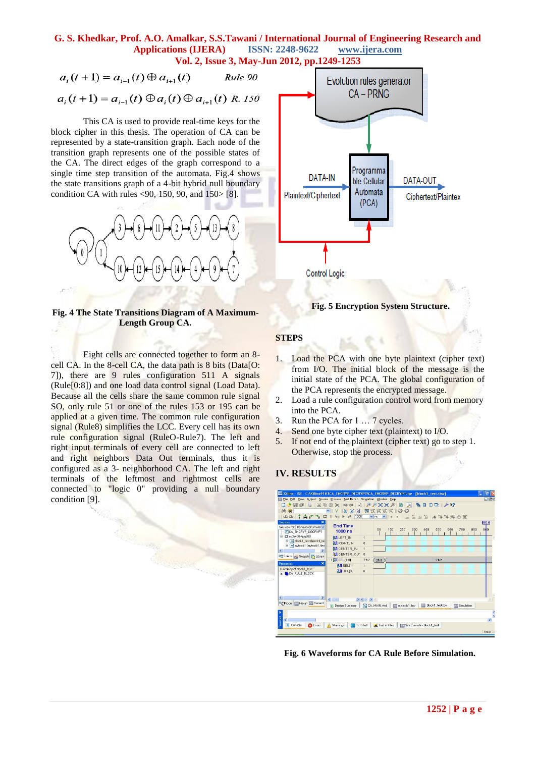$$a_i(t+1) = a_{i-1}(t) \oplus a_{i+1}(t) \qquad \textit{Rule 90}$$

$$a_i(t+1) = a_{i-1}(t) \oplus a_i(t) \oplus a_{i+1}(t) \quad \textit{R. 150}$$

This CA is used to provide real-time keys for the block cipher in this thesis. The operation of CA can be represented by a state-transition graph. Each node of the transition graph represents one of the possible states of the CA. The direct edges of the graph correspond to a single time step transition of the automata. Fig.4 shows the state transitions graph of a 4-bit hybrid null boundary condition CA with rules <90, 150, 90, and 150> [8].

**Fig. 4 The State Transitions Diagram of A Maximum-Length Group CA.**

Eight cells are connected together to form an 8-cell CA. In the 8-cell CA, the data path is 8 bits (Data[O: 7]), there are 9 rules configuration 511 A signals (Rule[0:8]) and one load data control signal (Load Data). Because all the cells share the same common rule signal SO, only rule 51 or one of the rules 153 or 195 can be applied at a given time. The common rule configuration signal (Rule8) simplifies the LCC. Every cell has its own rule configuration signal (RuleO-Rule7). The left and right input terminals of every cell are connected to left and right neighbors Data Out terminals, thus it is configured as a 3- neighborhood CA. The left and right terminals of the leftmost and rightmost cells are connected to "logic 0" providing a null boundary condition [9].

**Fig. 5 Encryption System Structure.**

**STEPS**

1. Load the PCA with one byte plaintext (cipher text) from I/O. The initial block of the message is the initial state of the PCA. The global configuration of the PCA represents the encrypted message.
2. Load a rule configuration control word from memory into the PCA.
3. Run the PCA for 1 … 7 cycles.
4. Send one byte cipher text (plaintext) to I/O.
5. If not end of the plaintext (cipher text) go to step 1. Otherwise, stop the process.

## IV. RESULTS

**Fig. 6 Waveforms for CA Rule Before Simulation.**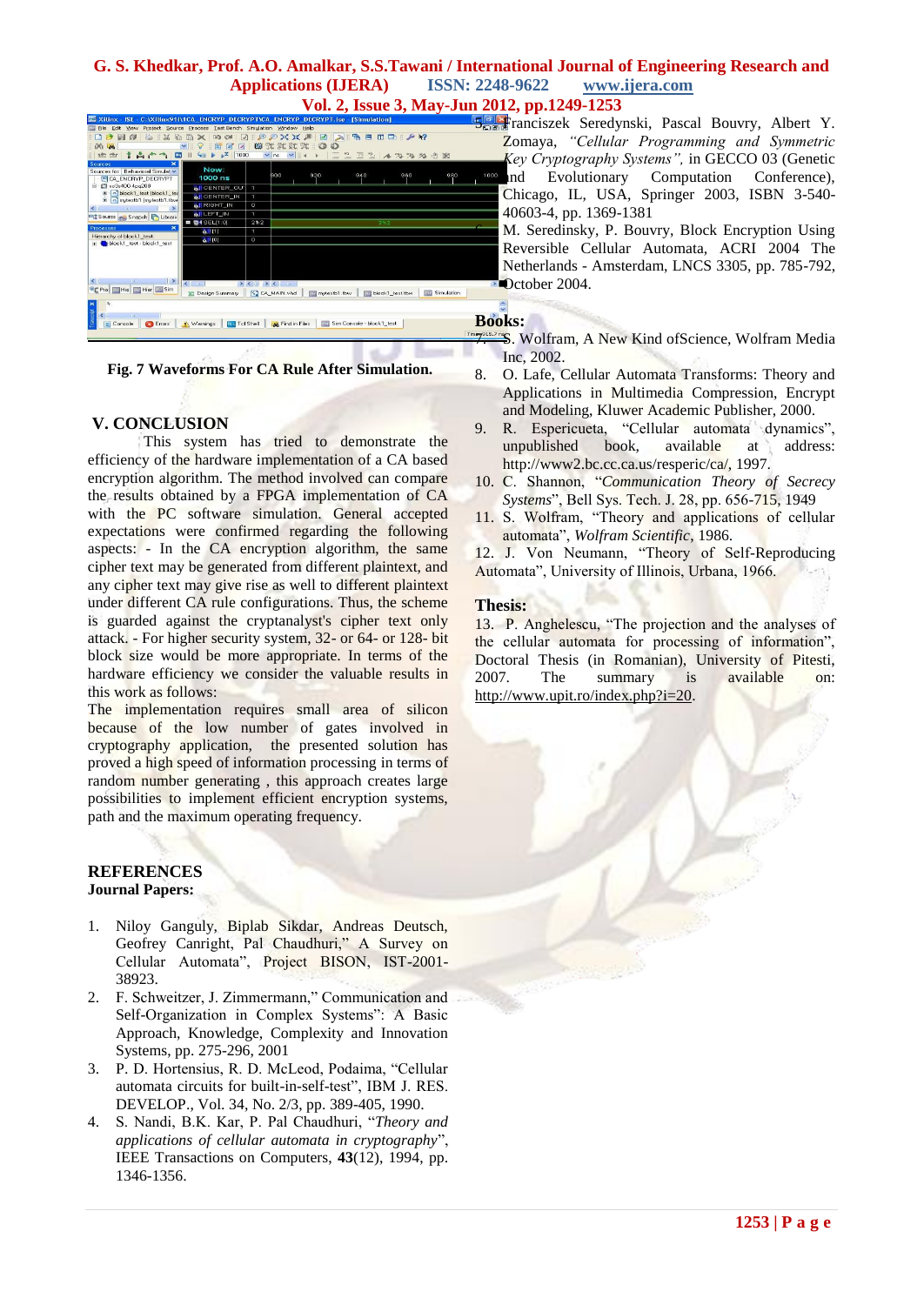Fig. 7 Waveforms For CA Rule After Simulation.

## V. CONCLUSION

This system has tried to demonstrate the efficiency of the hardware implementation of a CA based encryption algorithm. The method involved can compare the results obtained by a FPGA implementation of CA with the PC software simulation. General accepted expectations were confirmed regarding the following aspects: - In the CA encryption algorithm, the same cipher text may be generated from different plaintext, and any cipher text may give rise as well to different plaintext under different CA rule configurations. Thus, the scheme is guarded against the cryptanalyst's cipher text only attack. - For higher security system, 32- or 64- or 128- bit block size would be more appropriate. In terms of the hardware efficiency we consider the valuable results in this work as follows:

The implementation requires small area of silicon because of the low number of gates involved in cryptography application, the presented solution has proved a high speed of information processing in terms of random number generating , this approach creates large possibilities to implement efficient encryption systems, path and the maximum operating frequency.

## REFERENCES

**Journal Papers:**

1. Niloy Ganguly, Biplab Sikdar, Andreas Deutsch, Geofrey Canright, Pal Chaudhuri," A Survey on Cellular Automata", Project BISON, IST-2001-38923.
2. F. Schweitzer, J. Zimmermann," Communication and Self-Organization in Complex Systems": A Basic Approach, Knowledge, Complexity and Innovation Systems, pp. 275-296, 2001
3. P. D. Hortensius, R. D. McLeod, Podaima, "Cellular automata circuits for built-in-self-test", IBM J. RES. DEVELOP., Vol. 34, No. 2/3, pp. 389-405, 1990.
4. S. Nandi, B.K. Kar, P. Pal Chaudhuri, "*Theory and applications of cellular automata in cryptography*", IEEE Transactions on Computers, **43**(12), 1994, pp. 1346-1356.
5. Franciszek Seredynski, Pascal Bouvry, Albert Y. Zomaya, *"Cellular Programming and Symmetric Key Cryptography Systems"*, in GECCO 03 (Genetic and Evolutionary Computation Conference), Chicago, IL, USA, Springer 2003, ISBN 3-540-40603-4, pp. 1369-1381
6. M. Seredinsky, P. Bouvry, Block Encryption Using Reversible Cellular Automata, ACRI 2004 The Netherlands - Amsterdam, LNCS 3305, pp. 785-792, October 2004.

**Books:**

7. S. Wolfram, A New Kind ofScience, Wolfram Media Inc, 2002.
8. O. Lafe, Cellular Automata Transforms: Theory and Applications in Multimedia Compression, Encrypt and Modeling, Kluwer Academic Publisher, 2000.
9. R. Espericueta, "Cellular automata dynamics", unpublished book, available at address: http://www2.bc.cc.ca.us/resperic/ca/, 1997.
10. C. Shannon, "*Communication Theory of Secrecy Systems*", Bell Sys. Tech. J. 28, pp. 656-715, 1949
11. S. Wolfram, "Theory and applications of cellular automata", *Wolfram Scientific*, 1986.
12. J. Von Neumann, "Theory of Self-Reproducing Automata", University of Illinois, Urbana, 1966.

**Thesis:**

13. P. Anghelescu, "The projection and the analyses of the cellular automata for processing of information", Doctoral Thesis (in Romanian), University of Pitesti, 2007. The summary is available on: http://www.upit.ro/index.php?i=20.